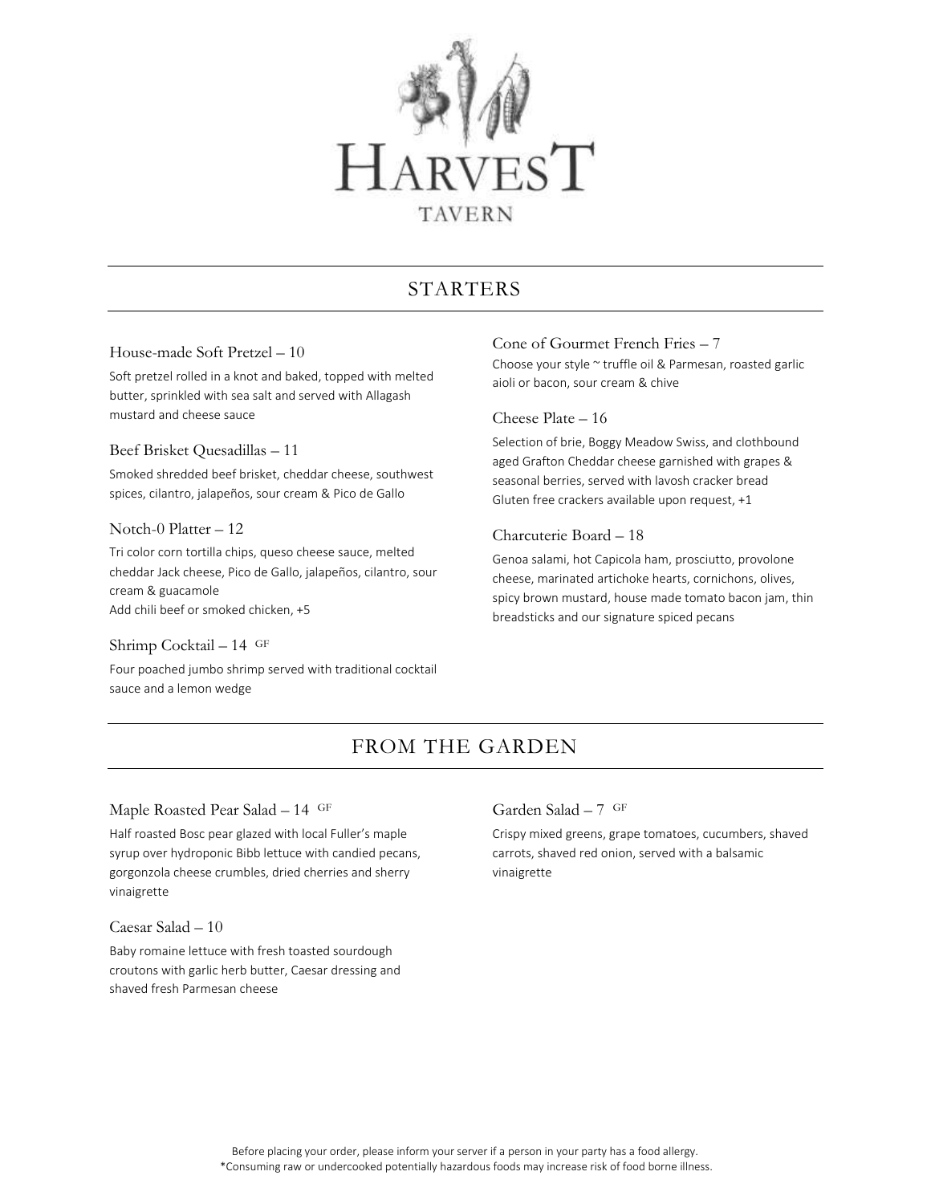# HARVEST TAVERN

## STARTERS

### House-made Soft Pretzel – 10

Soft pretzel rolled in a knot and baked, topped with melted butter, sprinkled with sea salt and served with Allagash mustard and cheese sauce

### Beef Brisket Quesadillas – 11

Smoked shredded beef brisket, cheddar cheese, southwest spices, cilantro, jalapeños, sour cream & Pico de Gallo

### Notch-0 Platter – 12

Tri color corn tortilla chips, queso cheese sauce, melted cheddar Jack cheese, Pico de Gallo, jalapeños, cilantro, sour cream & guacamole
Add chili beef or smoked chicken, +5

### Shrimp Cocktail – 14 GF

Four poached jumbo shrimp served with traditional cocktail sauce and a lemon wedge

### Cone of Gourmet French Fries – 7

Choose your style ~ truffle oil & Parmesan, roasted garlic aioli or bacon, sour cream & chive

### Cheese Plate – 16

Selection of brie, Boggy Meadow Swiss, and clothbound aged Grafton Cheddar cheese garnished with grapes & seasonal berries, served with lavosh cracker bread
Gluten free crackers available upon request, +1

### Charcuterie Board – 18

Genoa salami, hot Capicola ham, prosciutto, provolone cheese, marinated artichoke hearts, cornichons, olives, spicy brown mustard, house made tomato bacon jam, thin breadsticks and our signature spiced pecans

## FROM THE GARDEN

### Maple Roasted Pear Salad – 14 GF

Half roasted Bosc pear glazed with local Fuller's maple syrup over hydroponic Bibb lettuce with candied pecans, gorgonzola cheese crumbles, dried cherries and sherry vinaigrette

### Caesar Salad – 10

Baby romaine lettuce with fresh toasted sourdough croutons with garlic herb butter, Caesar dressing and shaved fresh Parmesan cheese

### Garden Salad – 7 GF

Crispy mixed greens, grape tomatoes, cucumbers, shaved carrots, shaved red onion, served with a balsamic vinaigrette

Before placing your order, please inform your server if a person in your party has a food allergy.
*Consuming raw or undercooked potentially hazardous foods may increase risk of food borne illness.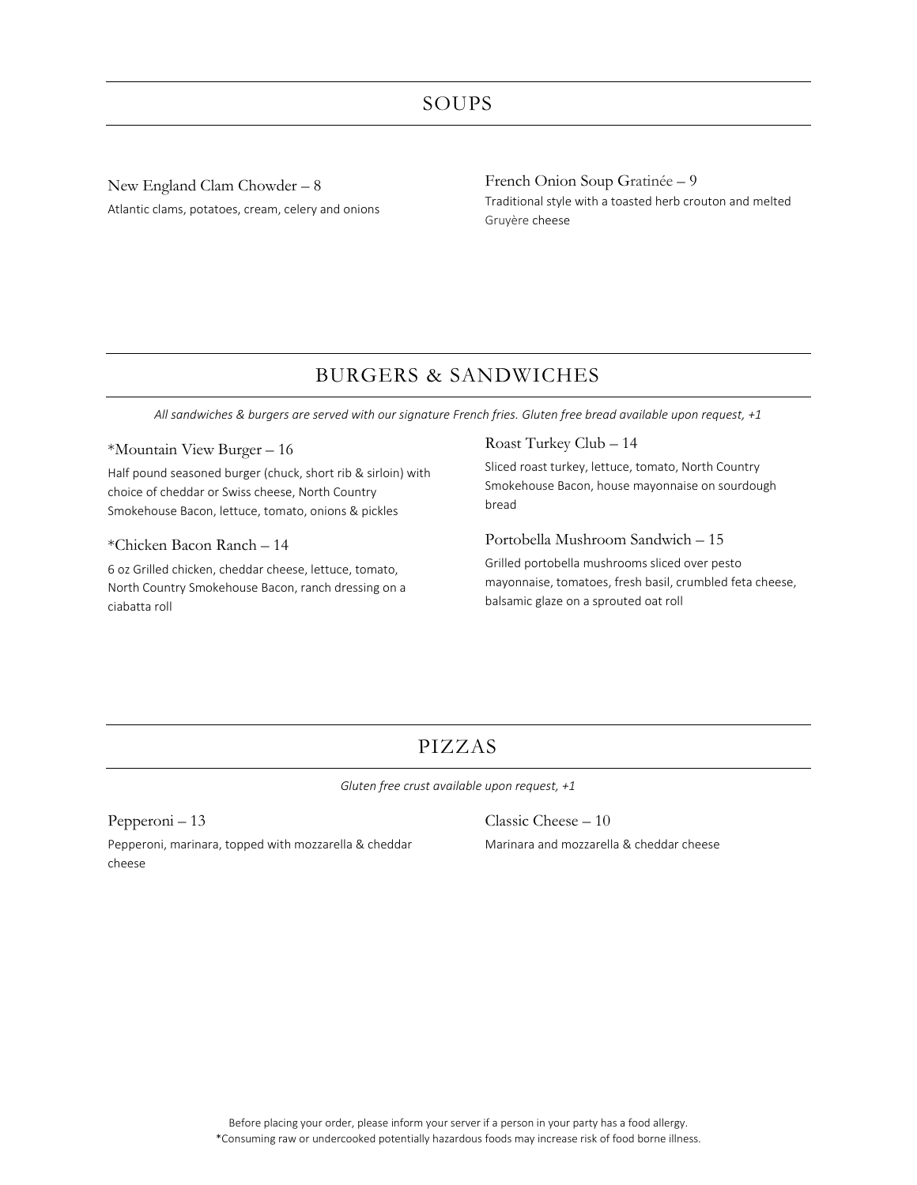## SOUPS

New England Clam Chowder – 8

Atlantic clams, potatoes, cream, celery and onions

French Onion Soup Gratinée – 9

Traditional style with a toasted herb crouton and melted Gruyère cheese

## BURGERS & SANDWICHES

*All sandwiches & burgers are served with our signature French fries. Gluten free bread available upon request, +1*

*Mountain View Burger – 16

Half pound seasoned burger (chuck, short rib & sirloin) with choice of cheddar or Swiss cheese, North Country Smokehouse Bacon, lettuce, tomato, onions & pickles

*Chicken Bacon Ranch – 14

6 oz Grilled chicken, cheddar cheese, lettuce, tomato, North Country Smokehouse Bacon, ranch dressing on a ciabatta roll

Roast Turkey Club – 14

Sliced roast turkey, lettuce, tomato, North Country Smokehouse Bacon, house mayonnaise on sourdough bread

Portobella Mushroom Sandwich – 15

Grilled portobella mushrooms sliced over pesto mayonnaise, tomatoes, fresh basil, crumbled feta cheese, balsamic glaze on a sprouted oat roll

## PIZZAS

*Gluten free crust available upon request, +1*

Pepperoni – 13

Pepperoni, marinara, topped with mozzarella & cheddar cheese

Classic Cheese – 10

Marinara and mozzarella & cheddar cheese

Before placing your order, please inform your server if a person in your party has a food allergy.

*Consuming raw or undercooked potentially hazardous foods may increase risk of food borne illness.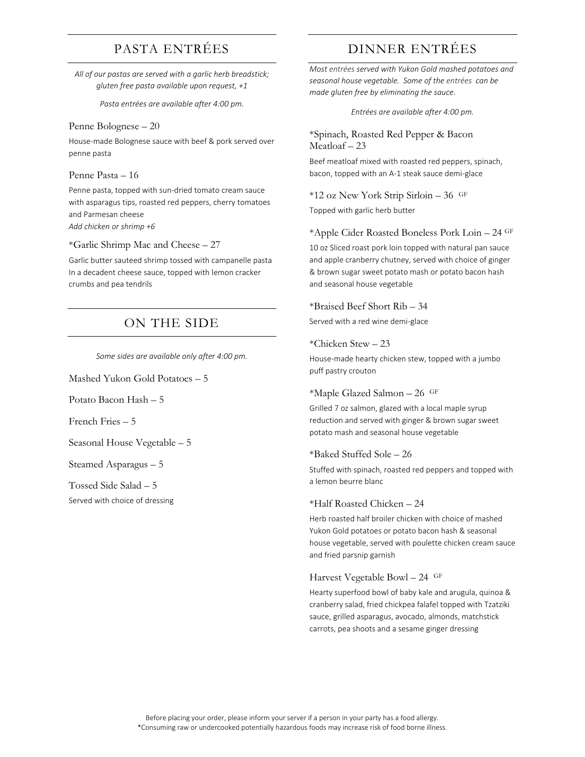## PASTA ENTRÉES

*All of our pastas are served with a garlic herb breadstick; gluten free pasta available upon request, +1*

*Pasta entrées are available after 4:00 pm.*

### Penne Bolognese – 20

House-made Bolognese sauce with beef & pork served over penne pasta

### Penne Pasta – 16

Penne pasta, topped with sun-dried tomato cream sauce with asparagus tips, roasted red peppers, cherry tomatoes and Parmesan cheese
*Add chicken or shrimp +6*

### *Garlic Shrimp Mac and Cheese – 27

Garlic butter sauteed shrimp tossed with campanelle pasta In a decadent cheese sauce, topped with lemon cracker crumbs and pea tendrils

## ON THE SIDE

*Some sides are available only after 4:00 pm.*

Mashed Yukon Gold Potatoes – 5

Potato Bacon Hash – 5

French Fries – 5

Seasonal House Vegetable – 5

Steamed Asparagus – 5

Tossed Side Salad – 5
Served with choice of dressing

## DINNER ENTRÉES

*Most entrées served with Yukon Gold mashed potatoes and seasonal house vegetable. Some of the entrées can be made gluten free by eliminating the sauce.*

*Entrées are available after 4:00 pm.*

### *Spinach, Roasted Red Pepper & Bacon Meatloaf – 23

Beef meatloaf mixed with roasted red peppers, spinach, bacon, topped with an A-1 steak sauce demi-glace

### *12 oz New York Strip Sirloin – 36 GF

Topped with garlic herb butter

### *Apple Cider Roasted Boneless Pork Loin – 24 GF

10 oz Sliced roast pork loin topped with natural pan sauce and apple cranberry chutney, served with choice of ginger & brown sugar sweet potato mash or potato bacon hash and seasonal house vegetable

### *Braised Beef Short Rib – 34

Served with a red wine demi-glace

### *Chicken Stew – 23

House-made hearty chicken stew, topped with a jumbo puff pastry crouton

### *Maple Glazed Salmon – 26 GF

Grilled 7 oz salmon, glazed with a local maple syrup reduction and served with ginger & brown sugar sweet potato mash and seasonal house vegetable

### *Baked Stuffed Sole – 26

Stuffed with spinach, roasted red peppers and topped with a lemon beurre blanc

### *Half Roasted Chicken – 24

Herb roasted half broiler chicken with choice of mashed Yukon Gold potatoes or potato bacon hash & seasonal house vegetable, served with poulette chicken cream sauce and fried parsnip garnish

### Harvest Vegetable Bowl – 24 GF

Hearty superfood bowl of baby kale and arugula, quinoa & cranberry salad, fried chickpea falafel topped with Tzatziki sauce, grilled asparagus, avocado, almonds, matchstick carrots, pea shoots and a sesame ginger dressing

Before placing your order, please inform your server if a person in your party has a food allergy.
*Consuming raw or undercooked potentially hazardous foods may increase risk of food borne illness.